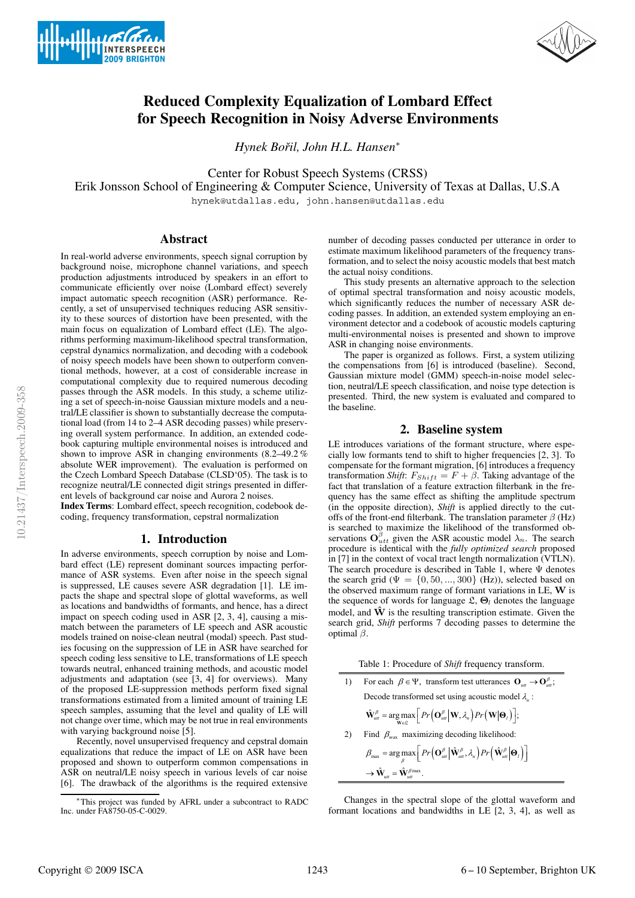# Reduced Complexity Equalization of Lombard Effect for Speech Recognition in Noisy Adverse Environments

*Hynek Bořil, John H.L. Hansen**

Center for Robust Speech Systems (CRSS)
Erik Jonsson School of Engineering & Computer Science, University of Texas at Dallas, U.S.A
hynek@utdallas.edu, john.hansen@utdallas.edu

## Abstract

In real-world adverse environments, speech signal corruption by background noise, microphone channel variations, and speech production adjustments introduced by speakers in an effort to communicate efficiently over noise (Lombard effect) severely impact automatic speech recognition (ASR) performance. Recently, a set of unsupervised techniques reducing ASR sensitivity to these sources of distortion have been presented, with the main focus on equalization of Lombard effect (LE). The algorithms performing maximum-likelihood spectral transformation, cepstral dynamics normalization, and decoding with a codebook of noisy speech models have been shown to outperform conventional methods, however, at a cost of considerable increase in computational complexity due to required numerous decoding passes through the ASR models. In this study, a scheme utilizing a set of speech-in-noise Gaussian mixture models and a neutral/LE classifier is shown to substantially decrease the computational load (from 14 to 2–4 ASR decoding passes) while preserving overall system performance. In addition, an extended codebook capturing multiple environmental noises is introduced and shown to improve ASR in changing environments (8.2–49.2 % absolute WER improvement). The evaluation is performed on the Czech Lombard Speech Database (CLSD'05). The task is to recognize neutral/LE connected digit strings presented in different levels of background car noise and Aurora 2 noises.

**Index Terms**: Lombard effect, speech recognition, codebook decoding, frequency transformation, cepstral normalization

## 1. Introduction

In adverse environments, speech corruption by noise and Lombard effect (LE) represent dominant sources impacting performance of ASR systems. Even after noise in the speech signal is suppressed, LE causes severe ASR degradation [1]. LE impacts the shape and spectral slope of glottal waveforms, as well as locations and bandwidths of formants, and hence, has a direct impact on speech coding used in ASR [2, 3, 4], causing a mismatch between the parameters of LE speech and ASR acoustic models trained on noise-clean neutral (modal) speech. Past studies focusing on the suppression of LE in ASR have searched for speech coding less sensitive to LE, transformations of LE speech towards neutral, enhanced training methods, and acoustic model adjustments and adaptation (see [3, 4] for overviews). Many of the proposed LE-suppression methods perform fixed signal transformations estimated from a limited amount of training LE speech samples, assuming that the level and quality of LE will not change over time, which may be not true in real environments with varying background noise [5].

Recently, novel unsupervised frequency and cepstral domain equalizations that reduce the impact of LE on ASR have been proposed and shown to outperform common compensations in ASR on neutral/LE noisy speech in various levels of car noise [6]. The drawback of the algorithms is the required extensive number of decoding passes conducted per utterance in order to estimate maximum likelihood parameters of the frequency transformation, and to select the noisy acoustic models that best match the actual noisy conditions.

This study presents an alternative approach to the selection of optimal spectral transformation and noisy acoustic models, which significantly reduces the number of necessary ASR decoding passes. In addition, an extended system employing an environment detector and a codebook of acoustic models capturing multi-environmental noises is presented and shown to improve ASR in changing noise environments.

The paper is organized as follows. First, a system utilizing the compensations from [6] is introduced (baseline). Second, Gaussian mixture model (GMM) speech-in-noise model selection, neutral/LE speech classification, and noise type detection is presented. Third, the new system is evaluated and compared to the baseline.

## 2. Baseline system

LE introduces variations of the formant structure, where especially low formants tend to shift to higher frequencies [2, 3]. To compensate for the formant migration, [6] introduces a frequency transformation *Shift*: $F_{Shift} = F + \beta$. Taking advantage of the fact that translation of a feature extraction filterbank in the frequency has the same effect as shifting the amplitude spectrum (in the opposite direction), *Shift* is applied directly to the cutoffs of the front-end filterbank. The translation parameter $\beta$ (Hz) is searched to maximize the likelihood of the transformed observations $\mathbf{O}^{\beta}_{utt}$ given the ASR acoustic model $\lambda_n$. The search procedure is identical with the *fully optimized search* proposed in [7] in the context of vocal tract length normalization (VTLN). The search procedure is described in Table 1, where $\Psi$ denotes the search grid ($\Psi = \{0, 50, ..., 300\}$ (Hz)), selected based on the observed maximum range of formant variations in LE, $\mathbf{W}$ is the sequence of words for language $\mathfrak{L}$, $\mathbf{\Theta}_l$ denotes the language model, and $\hat{\mathbf{W}}$ is the resulting transcription estimate. Given the search grid, *Shift* performs 7 decoding passes to determine the optimal $\beta$.

Table 1: Procedure of *Shift* frequency transform.

1) For each $\beta \in \Psi$, transform test utterances $\mathbf{O}_{utt} \rightarrow \mathbf{O}^{\beta}_{utt}$;
   Decode transformed set using acoustic model $\lambda_n$:
   $$\hat{\mathbf{W}}^{\beta}_{utt} = \arg\max_{\mathbf{W} \in \mathfrak{L}} \left[ Pr\left(\mathbf{O}^{\beta}_{utt} \middle| \mathbf{W}, \lambda_n\right) Pr\left(\mathbf{W} \middle| \mathbf{\Theta}_l\right) \right];$$
2) Find $\beta_{max}$ maximizing decoding likelihood:
   $$\beta_{max} = \arg\max_{\beta} \left[ Pr\left(\mathbf{O}^{\beta}_{utt} \middle| \hat{\mathbf{W}}^{\beta}_{utt}, \lambda_n\right) Pr\left(\hat{\mathbf{W}}^{\beta}_{utt} \middle| \mathbf{\Theta}_l\right) \right]$$
   $$\rightarrow \hat{\mathbf{W}}_{utt} = \hat{\mathbf{W}}^{\beta_{max}}_{utt}.$$

Changes in the spectral slope of the glottal waveform and formant locations and bandwidths in LE [2, 3, 4], as well as

*This project was funded by AFRL under a subcontract to RADC Inc. under FA8750-05-C-0029.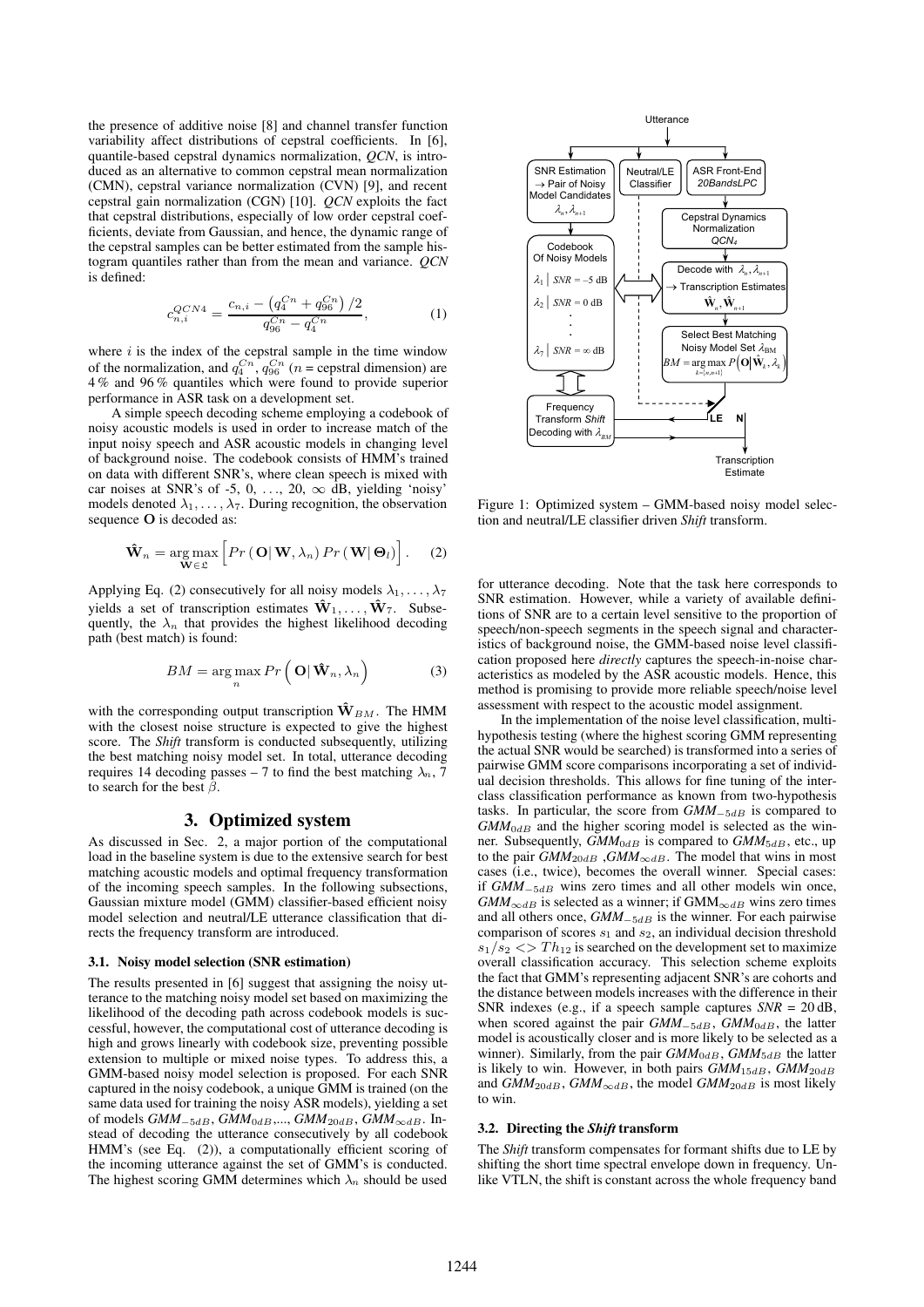the presence of additive noise [8] and channel transfer function variability affect distributions of cepstral coefficients. In [6], quantile-based cepstral dynamics normalization, *QCN*, is introduced as an alternative to common cepstral mean normalization (CMN), cepstral variance normalization (CVN) [9], and recent cepstral gain normalization (CGN) [10]. *QCN* exploits the fact that cepstral distributions, especially of low order cepstral coefficients, deviate from Gaussian, and hence, the dynamic range of the cepstral samples can be better estimated from the sample histogram quantiles rather than from the mean and variance. *QCN* is defined:

$$c_{n,i}^{QCN4} = \frac{c_{n,i} - \left(q_4^{Cn} + q_{96}^{Cn}\right)/2}{q_{96}^{Cn} - q_4^{Cn}}, \tag{1}$$

where $i$ is the index of the cepstral sample in the time window of the normalization, and $q_4^{Cn}$, $q_{96}^{Cn}$ ($n$ = cepstral dimension) are 4 % and 96 % quantiles which were found to provide superior performance in ASR task on a development set.

A simple speech decoding scheme employing a codebook of noisy acoustic models is used in order to increase match of the input noisy speech and ASR acoustic models in changing level of background noise. The codebook consists of HMM's trained on data with different SNR's, where clean speech is mixed with car noises at SNR's of -5, 0, ..., 20, $\infty$ dB, yielding 'noisy' models denoted $\lambda_1, \ldots, \lambda_7$. During recognition, the observation sequence $\mathbf{O}$ is decoded as:

$$\hat{\mathbf{W}}_n = \underset{\mathbf{W} \in \mathfrak{L}}{\arg\max} \left[ Pr\left(\mathbf{O} \middle| \mathbf{W}, \lambda_n\right) Pr\left(\mathbf{W} \middle| \mathbf{\Theta}_l\right) \right]. \tag{2}$$

Applying Eq. (2) consecutively for all noisy models $\lambda_1, \ldots, \lambda_7$ yields a set of transcription estimates $\hat{\mathbf{W}}_1, \ldots, \hat{\mathbf{W}}_7$. Subsequently, the $\lambda_n$ that provides the highest likelihood decoding path (best match) is found:

$$BM = \underset{n}{\arg\max}\, Pr\left(\mathbf{O} \middle| \hat{\mathbf{W}}_n, \lambda_n\right) \tag{3}$$

with the corresponding output transcription $\hat{\mathbf{W}}_{BM}$. The HMM with the closest noise structure is expected to give the highest score. The *Shift* transform is conducted subsequently, utilizing the best matching noisy model set. In total, utterance decoding requires 14 decoding passes – 7 to find the best matching $\lambda_n$, 7 to search for the best $\beta$.

## 3. Optimized system

As discussed in Sec. 2, a major portion of the computational load in the baseline system is due to the extensive search for best matching acoustic models and optimal frequency transformation of the incoming speech samples. In the following subsections, Gaussian mixture model (GMM) classifier-based efficient noisy model selection and neutral/LE utterance classification that directs the frequency transform are introduced.

### 3.1. Noisy model selection (SNR estimation)

The results presented in [6] suggest that assigning the noisy utterance to the matching noisy model set based on maximizing the likelihood of the decoding path across codebook models is successful, however, the computational cost of utterance decoding is high and grows linearly with codebook size, preventing possible extension to multiple or mixed noise types. To address this, a GMM-based noisy model selection is proposed. For each SNR captured in the noisy codebook, a unique GMM is trained (on the same data used for training the noisy ASR models), yielding a set of models $GMM_{-5dB}$, $GMM_{0dB}$,..., $GMM_{20dB}$, $GMM_{\infty dB}$. Instead of decoding the utterance consecutively by all codebook HMM's (see Eq. (2)), a computationally efficient scoring of the incoming utterance against the set of GMM's is conducted. The highest scoring GMM determines which $\lambda_n$ should be used for utterance decoding. Note that the task here corresponds to SNR estimation. However, while a variety of available definitions of SNR are to a certain level sensitive to the proportion of speech/non-speech segments in the speech signal and characteristics of background noise, the GMM-based noise level classification proposed here *directly* captures the speech-in-noise characteristics as modeled by the ASR acoustic models. Hence, this method is promising to provide more reliable speech/noise level assessment with respect to the acoustic model assignment.

Figure 1: Optimized system – GMM-based noisy model selection and neutral/LE classifier driven *Shift* transform.

In the implementation of the noise level classification, multi-hypothesis testing (where the highest scoring GMM representing the actual SNR would be searched) is transformed into a series of pairwise GMM score comparisons incorporating a set of individual decision thresholds. This allows for fine tuning of the inter-class classification performance as known from two-hypothesis tasks. In particular, the score from $GMM_{-5dB}$ is compared to $GMM_{0dB}$ and the higher scoring model is selected as the winner. Subsequently, $GMM_{0dB}$ is compared to $GMM_{5dB}$, etc., up to the pair $GMM_{20dB}$ ,$GMM_{\infty dB}$. The model that wins in most cases (i.e., twice), becomes the overall winner. Special cases: if $GMM_{-5dB}$ wins zero times and all other models win once, $GMM_{\infty dB}$ is selected as a winner; if $GMM_{\infty dB}$ wins zero times and all others once, $GMM_{-5dB}$ is the winner. For each pairwise comparison of scores $s_1$ and $s_2$, an individual decision threshold $s_1/s_2 <> Th_{12}$ is searched on the development set to maximize overall classification accuracy. This selection scheme exploits the fact that GMM's representing adjacent SNR's are cohorts and the distance between models increases with the difference in their SNR indexes (e.g., if a speech sample captures *SNR* = 20 dB, when scored against the pair $GMM_{-5dB}$, $GMM_{0dB}$, the latter model is acoustically closer and is more likely to be selected as a winner). Similarly, from the pair $GMM_{0dB}$, $GMM_{5dB}$ the latter is likely to win. However, in both pairs $GMM_{15dB}$, $GMM_{20dB}$ and $GMM_{20dB}$, $GMM_{\infty dB}$, the model $GMM_{20dB}$ is most likely to win.

### 3.2. Directing the *Shift* transform

The *Shift* transform compensates for formant shifts due to LE by shifting the short time spectral envelope down in frequency. Unlike VTLN, the shift is constant across the whole frequency band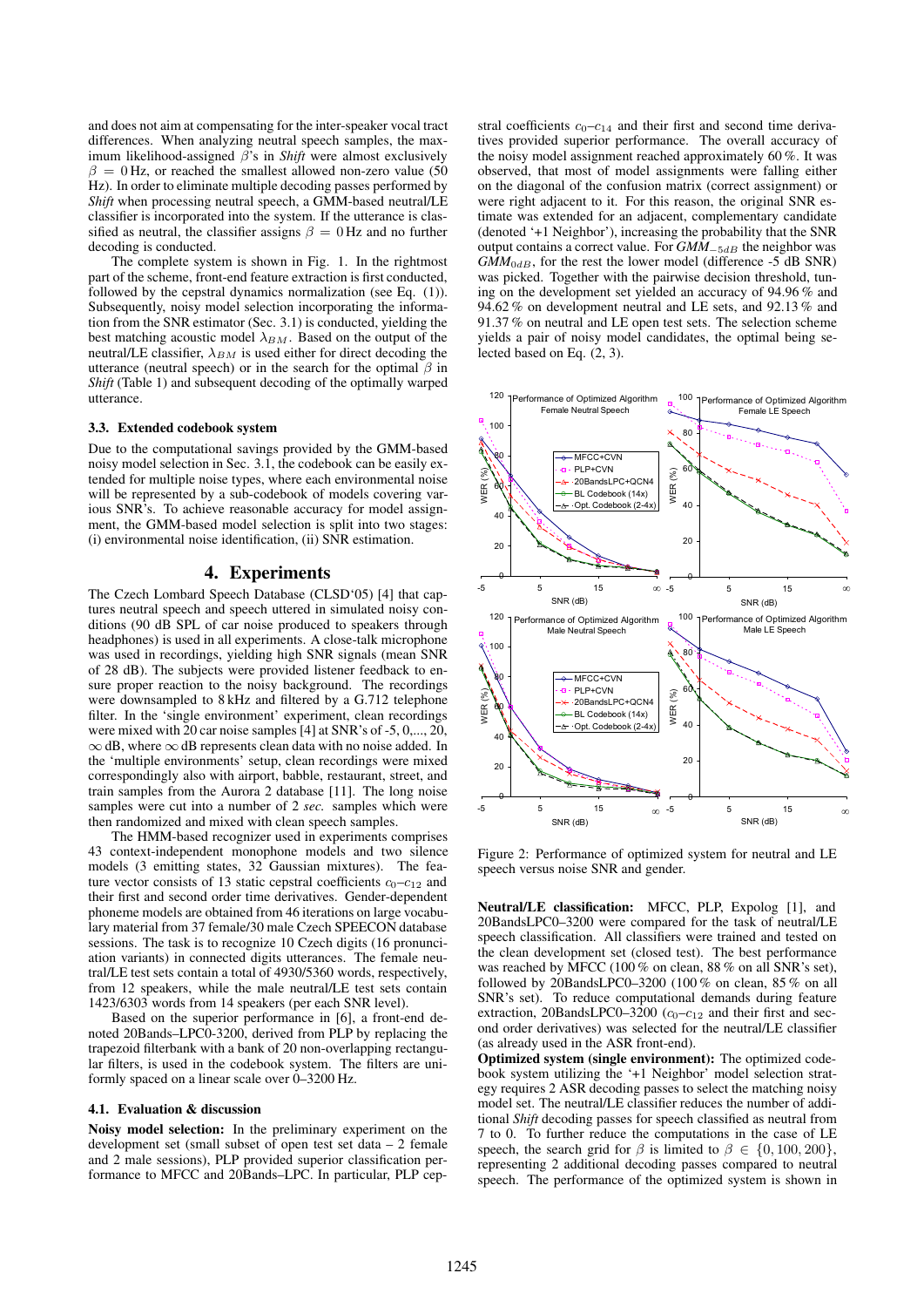and does not aim at compensating for the inter-speaker vocal tract differences. When analyzing neutral speech samples, the maximum likelihood-assigned $\beta$'s in *Shift* were almost exclusively $\beta = 0$ Hz, or reached the smallest allowed non-zero value (50 Hz). In order to eliminate multiple decoding passes performed by *Shift* when processing neutral speech, a GMM-based neutral/LE classifier is incorporated into the system. If the utterance is classified as neutral, the classifier assigns $\beta = 0$ Hz and no further decoding is conducted.

The complete system is shown in Fig. 1. In the rightmost part of the scheme, front-end feature extraction is first conducted, followed by the cepstral dynamics normalization (see Eq. (1)). Subsequently, noisy model selection incorporating the information from the SNR estimator (Sec. 3.1) is conducted, yielding the best matching acoustic model $\lambda_{BM}$. Based on the output of the neutral/LE classifier, $\lambda_{BM}$ is used either for direct decoding the utterance (neutral speech) or in the search for the optimal $\beta$ in *Shift* (Table 1) and subsequent decoding of the optimally warped utterance.

### 3.3. Extended codebook system

Due to the computational savings provided by the GMM-based noisy model selection in Sec. 3.1, the codebook can be easily extended for multiple noise types, where each environmental noise will be represented by a sub-codebook of models covering various SNR's. To achieve reasonable accuracy for model assignment, the GMM-based model selection is split into two stages: (i) environmental noise identification, (ii) SNR estimation.

## 4. Experiments

The Czech Lombard Speech Database (CLSD'05) [4] that captures neutral speech and speech uttered in simulated noisy conditions (90 dB SPL of car noise produced to speakers through headphones) is used in all experiments. A close-talk microphone was used in recordings, yielding high SNR signals (mean SNR of 28 dB). The subjects were provided listener feedback to ensure proper reaction to the noisy background. The recordings were downsampled to 8 kHz and filtered by a G.712 telephone filter. In the 'single environment' experiment, clean recordings were mixed with 20 car noise samples [4] at SNR's of -5, 0,..., 20, $\infty$ dB, where $\infty$ dB represents clean data with no noise added. In the 'multiple environments' setup, clean recordings were mixed correspondingly also with airport, babble, restaurant, street, and train samples from the Aurora 2 database [11]. The long noise samples were cut into a number of 2 *sec.* samples which were then randomized and mixed with clean speech samples.

The HMM-based recognizer used in experiments comprises 43 context-independent monophone models and two silence models (3 emitting states, 32 Gaussian mixtures). The feature vector consists of 13 static cepstral coefficients $c_0$–$c_{12}$ and their first and second order time derivatives. Gender-dependent phoneme models are obtained from 46 iterations on large vocabulary material from 37 female/30 male Czech SPEECON database sessions. The task is to recognize 10 Czech digits (16 pronunciation variants) in connected digits utterances. The female neutral/LE test sets contain a total of 4930/5360 words, respectively, from 12 speakers, while the male neutral/LE test sets contain 1423/6303 words from 14 speakers (per each SNR level).

Based on the superior performance in [6], a front-end denoted 20Bands–LPC0-3200, derived from PLP by replacing the trapezoid filterbank with a bank of 20 non-overlapping rectangular filters, is used in the codebook system. The filters are uniformly spaced on a linear scale over 0–3200 Hz.

### 4.1. Evaluation & discussion

**Noisy model selection:** In the preliminary experiment on the development set (small subset of open test set data – 2 female and 2 male sessions), PLP provided superior classification performance to MFCC and 20Bands–LPC. In particular, PLP cepstral coefficients $c_0$–$c_{14}$ and their first and second time derivatives provided superior performance. The overall accuracy of the noisy model assignment reached approximately 60 %. It was observed, that most of model assignments were falling either on the diagonal of the confusion matrix (correct assignment) or were right adjacent to it. For this reason, the original SNR estimate was extended for an adjacent, complementary candidate (denoted '+1 Neighbor'), increasing the probability that the SNR output contains a correct value. For $GMM_{-5dB}$ the neighbor was $GMM_{0dB}$, for the rest the lower model (difference -5 dB SNR) was picked. Together with the pairwise decision threshold, tuning on the development set yielded an accuracy of 94.96 % and 94.62 % on development neutral and LE sets, and 92.13 % and 91.37 % on neutral and LE open test sets. The selection scheme yields a pair of noisy model candidates, the optimal being selected based on Eq. (2, 3).

Figure 2: Performance of optimized system for neutral and LE speech versus noise SNR and gender.

**Neutral/LE classification:** MFCC, PLP, Expolog [1], and 20BandsLPC0–3200 were compared for the task of neutral/LE speech classification. All classifiers were trained and tested on the clean development set (closed test). The best performance was reached by MFCC (100 % on clean, 88 % on all SNR's set), followed by 20BandsLPC0–3200 (100 % on clean, 85 % on all SNR's set). To reduce computational demands during feature extraction, 20BandsLPC0–3200 ($c_0$–$c_{12}$ and their first and second order derivatives) was selected for the neutral/LE classifier (as already used in the ASR front-end).

**Optimized system (single environment):** The optimized codebook system utilizing the '+1 Neighbor' model selection strategy requires 2 ASR decoding passes to select the matching noisy model set. The neutral/LE classifier reduces the number of additional *Shift* decoding passes for speech classified as neutral from 7 to 0. To further reduce the computations in the case of LE speech, the search grid for $\beta$ is limited to $\beta \in \{0, 100, 200\}$, representing 2 additional decoding passes compared to neutral speech. The performance of the optimized system is shown in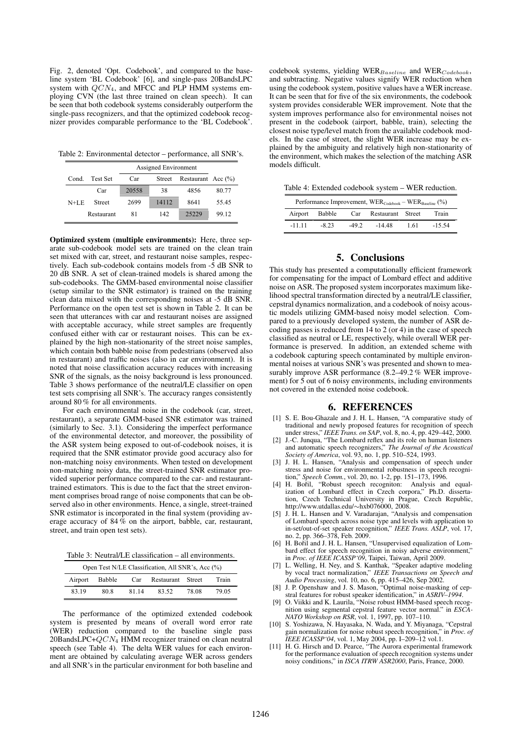Fig. 2, denoted 'Opt. Codebook', and compared to the baseline system 'BL Codebook' [6], and single-pass 20BandsLPC system with $QCN_4$, and MFCC and PLP HMM systems employing CVN (the last three trained on clean speech). It can be seen that both codebook systems considerably outperform the single-pass recognizers, and that the optimized codebook recognizer provides comparable performance to the 'BL Codebook'.

Table 2: Environmental detector – performance, all SNR's.

| | | Assigned Environment | | | |
|---|---|---|---|---|---|
| Cond. | Test Set | Car | Street | Restaurant | Acc (%) |
| N+LE | Car | 20558 | 38 | 4856 | 80.77 |
| | Street | 2699 | 14112 | 8641 | 55.45 |
| | Restaurant | 81 | 142 | 25229 | 99.12 |

**Optimized system (multiple environments):** Here, three separate sub-codebook model sets are trained on the clean train set mixed with car, street, and restaurant noise samples, respectively. Each sub-codebook contains models from -5 dB SNR to 20 dB SNR. A set of clean-trained models is shared among the sub-codebooks. The GMM-based environmental noise classifier (setup similar to the SNR estimator) is trained on the training clean data mixed with the corresponding noises at -5 dB SNR. Performance on the open test set is shown in Table 2. It can be seen that utterances with car and restaurant noises are assigned with acceptable accuracy, while street samples are frequently confused either with car or restaurant noises. This can be explained by the high non-stationarity of the street noise samples, which contain both babble noise from pedestrians (observed also in restaurant) and traffic noises (also in car environment). It is noted that noise classification accuracy reduces with increasing SNR of the signals, as the noisy background is less pronounced. Table 3 shows performance of the neutral/LE classifier on open test sets comprising all SNR's. The accuracy ranges consistently around 80 % for all environments.

For each environmental noise in the codebook (car, street, restaurant), a separate GMM-based SNR estimator was trained (similarly to Sec. 3.1). Considering the imperfect performance of the environmental detector, and moreover, the possibility of the ASR system being exposed to out-of-codebook noises, it is required that the SNR estimator provide good accuracy also for non-matching noisy environments. When tested on development non-matching noisy data, the street-trained SNR estimator provided superior performance compared to the car- and restaurant-trained estimators. This is due to the fact that the street environment comprises broad range of noise components that can be observed also in other environments. Hence, a single, street-trained SNR estimator is incorporated in the final system (providing average accuracy of 84 % on the airport, babble, car, restaurant, street, and train open test sets).

Table 3: Neutral/LE classification – all environments.

| Open Test N/LE Classification, All SNR's, Acc (%) | | | | | |
|---|---|---|---|---|---|
| Airport | Babble | Car | Restaurant | Street | Train |
| 83.19 | 80.8 | 81.14 | 83.52 | 78.08 | 79.05 |

The performance of the optimized extended codebook system is presented by means of overall word error rate (WER) reduction compared to the baseline single pass 20BandsLPC+$QCN_4$ HMM recognizer trained on clean neutral speech (see Table 4). The delta WER values for each environment are obtained by calculating average WER across genders and all SNR's in the particular environment for both baseline and codebook systems, yielding $\text{WER}_{Baseline}$ and $\text{WER}_{Codebook}$, and subtracting. Negative values signify WER reduction when using the codebook system, positive values have a WER increase. It can be seen that for five of the six environments, the codebook system provides considerable WER improvement. Note that the system improves performance also for environmental noises not present in the codebook (airport, babble, train), selecting the closest noise type/level match from the available codebook models. In the case of street, the slight WER increase may be explained by the ambiguity and relatively high non-stationarity of the environment, which makes the selection of the matching ASR models difficult.

Table 4: Extended codebook system – WER reduction.

| Performance Improvement, $\text{WER}_{\text{Codebook}} - \text{WER}_{\text{Baseline}}$ (%) | | | | | |
|---|---|---|---|---|---|
| Airport | Babble | Car | Restaurant | Street | Train |
| -11.11 | -8.23 | -49.2 | -14.48 | 1.61 | -15.54 |

## 5. Conclusions

This study has presented a computationally efficient framework for compensating for the impact of Lombard effect and additive noise on ASR. The proposed system incorporates maximum likelihood spectral transformation directed by a neutral/LE classifier, cepstral dynamics normalization, and a codebook of noisy acoustic models utilizing GMM-based noisy model selection. Compared to a previously developed system, the number of ASR decoding passes is reduced from 14 to 2 (or 4) in the case of speech classified as neutral or LE, respectively, while overall WER performance is preserved. In addition, an extended scheme with a codebook capturing speech contaminated by multiple environmental noises at various SNR's was presented and shown to measurably improve ASR performance (8.2–49.2 % WER improvement) for 5 out of 6 noisy environments, including environments not covered in the extended noise codebook.

## 6. REFERENCES

[1] S. E. Bou-Ghazale and J. H. L. Hansen, "A comparative study of traditional and newly proposed features for recognition of speech under stress," *IEEE Trans. on SAP*, vol. 8, no. 4, pp. 429–442, 2000.

[2] J.-C. Junqua, "The Lombard reflex and its role on human listeners and automatic speech recognizers," *The Journal of the Acoustical Society of America*, vol. 93, no. 1, pp. 510–524, 1993.

[3] J. H. L. Hansen, "Analysis and compensation of speech under stress and noise for environmental robustness in speech recognition," *Speech Comm.*, vol. 20, no. 1-2, pp. 151–173, 1996.

[4] H. Bořil, "Robust speech recogniton: Analysis and equalization of Lombard effect in Czech corpora," Ph.D. dissertation, Czech Technical University in Prague, Czech Republic, http://www.utdallas.edu/∼hxb076000, 2008.

[5] J. H. L. Hansen and V. Varadarajan, "Analysis and compensation of Lombard speech across noise type and levels with application to in-set/out-of-set speaker recognition," *IEEE Trans. ASLP*, vol. 17, no. 2, pp. 366–378, Feb. 2009.

[6] H. Bořil and J. H. L. Hansen, "Unsupervised equalization of Lombard effect for speech recognition in noisy adverse environment," in *Proc. of IEEE ICASSP'09*, Taipei, Taiwan, April 2009.

[7] L. Welling, H. Ney, and S. Kanthak, "Speaker adaptive modeling by vocal tract normalization," *IEEE Transactions on Speech and Audio Processing*, vol. 10, no. 6, pp. 415–426, Sep 2002.

[8] J. P. Openshaw and J. S. Mason, "Optimal noise-masking of cepstral features for robust speaker identification," in *ASRIV–1994*.

[9] O. Viikki and K. Laurila, "Noise robust HMM-based speech recognition using segmental cepstral feature vector normal." in *ESCA-NATO Workshop on RSR*, vol. 1, 1997, pp. 107–110.

[10] S. Yoshizawa, N. Hayasaka, N. Wada, and Y. Miyanaga, "Cepstral gain normalization for noise robust speech recognition," in *Proc. of IEEE ICASSP'04*, vol. 1, May 2004, pp. I–209–12 vol.1.

[11] H. G. Hirsch and D. Pearce, "The Aurora experimental framework for the performance evaluation of speech recognition systems under noisy conditions," in *ISCA ITRW ASR2000*, Paris, France, 2000.